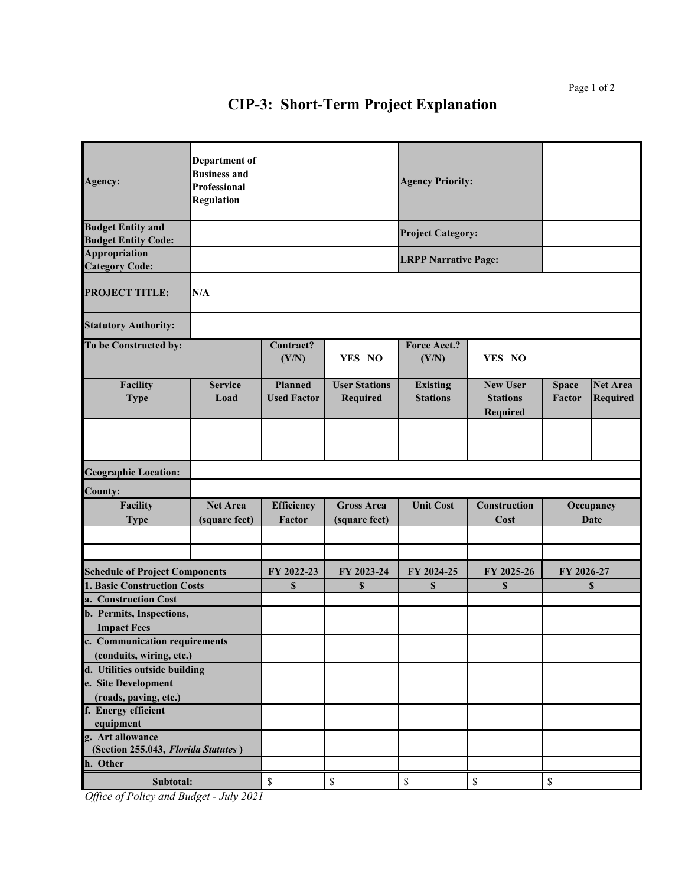# CIP-3: Short-Term Project Explanation

| | | | | | | | |
|---|---|---|---|---|---|---|---|
| **Agency:** | **Department of Business and Professional Regulation** | | | **Agency Priority:** | | | |
| **Budget Entity and Budget Entity Code:** | | | | **Project Category:** | | | |
| **Appropriation Category Code:** | | | | **LRPP Narrative Page:** | | | |
| **PROJECT TITLE:** | **N/A** | | | | | | |
| **Statutory Authority:** | | | | | | | |
| **To be Constructed by:** | | **Contract? (Y/N)** | **YES NO** | **Force Acct.? (Y/N)** | **YES NO** | | |
| **Facility Type** | **Service Load** | **Planned Used Factor** | **User Stations Required** | **Existing Stations** | **New User Stations Required** | **Space Factor** | **Net Area Required** |
| | | | | | | | |
| **Geographic Location:** | | | | | | | |
| **County:** | | | | | | | |
| **Facility Type** | **Net Area (square feet)** | **Efficiency Factor** | **Gross Area (square feet)** | **Unit Cost** | **Construction Cost** | **Occupancy Date** | |
| | | | | | | | |
| | | | | | | | |

| **Schedule of Project Components** | **FY 2022-23** | **FY 2023-24** | **FY 2024-25** | **FY 2025-26** | **FY 2026-27** |
|---|---|---|---|---|---|
| **1. Basic Construction Costs** | **$** | **$** | **$** | **$** | **$** |
| **a. Construction Cost** | | | | | |
| **b. Permits, Inspections, Impact Fees** | | | | | |
| **c. Communication requirements (conduits, wiring, etc.)** | | | | | |
| **d. Utilities outside building** | | | | | |
| **e. Site Development (roads, paving, etc.)** | | | | | |
| **f. Energy efficient equipment** | | | | | |
| **g. Art allowance (Section 255.043, *Florida Statutes*)** | | | | | |
| **h. Other** | | | | | |
| **Subtotal:** | $ | $ | $ | $ | $ |

*Office of Policy and Budget - July 2021*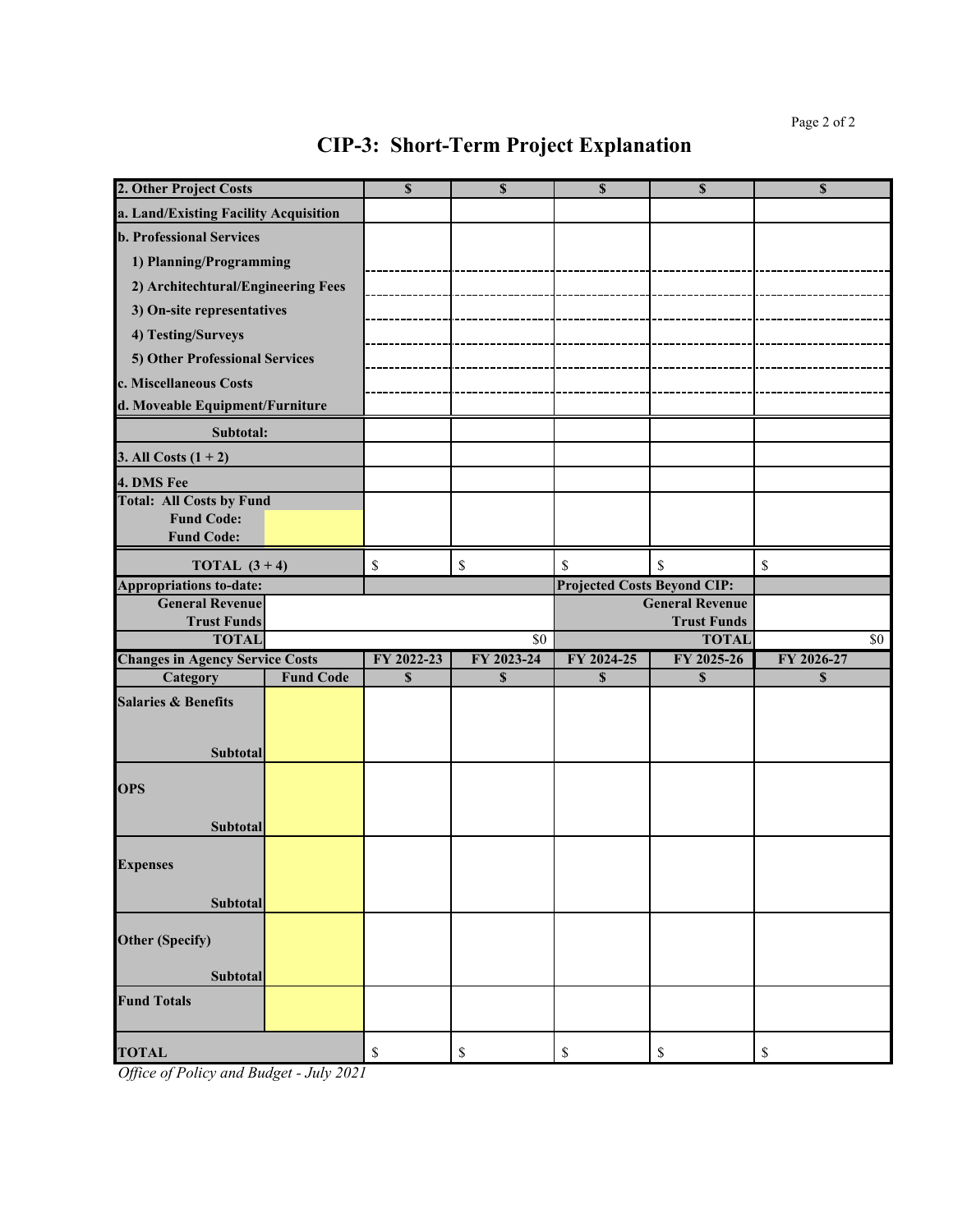# CIP-3: Short-Term Project Explanation

| 2. Other Project Costs | | $ | $ | $ | $ | $ |
|---|---|---|---|---|---|---|
| a. Land/Existing Facility Acquisition | | | | | | |
| b. Professional Services | | | | | | |
| 1) Planning/Programming | | | | | | |
| 2) Architechtural/Engineering Fees | | | | | | |
| 3) On-site representatives | | | | | | |
| 4) Testing/Surveys | | | | | | |
| 5) Other Professional Services | | | | | | |
| c. Miscellaneous Costs | | | | | | |
| d. Moveable Equipment/Furniture | | | | | | |
| Subtotal: | | | | | | |
| 3. All Costs (1 + 2) | | | | | | |
| 4. DMS Fee | | | | | | |
| Total: All Costs by Fund | | | | | | |
| Fund Code: | | | | | | |
| Fund Code: | | | | | | |
| TOTAL (3 + 4) | | $ | $ | $ | $ | $ |
| Appropriations to-date: | | | | Projected Costs Beyond CIP: | | |
| General Revenue | | | | General Revenue | | |
| Trust Funds | | | | Trust Funds | | |
| TOTAL | | | $0 | TOTAL | | $0 |
| Changes in Agency Service Costs | | FY 2022-23 | FY 2023-24 | FY 2024-25 | FY 2025-26 | FY 2026-27 |
| Category | Fund Code | $ | $ | $ | $ | $ |
| Salaries & Benefits | | | | | | |
| Subtotal | | | | | | |
| OPS | | | | | | |
| Subtotal | | | | | | |
| Expenses | | | | | | |
| Subtotal | | | | | | |
| Other (Specify) | | | | | | |
| Subtotal | | | | | | |
| Fund Totals | | | | | | |
| TOTAL | | $ | $ | $ | $ | $ |

*Office of Policy and Budget - July 2021*